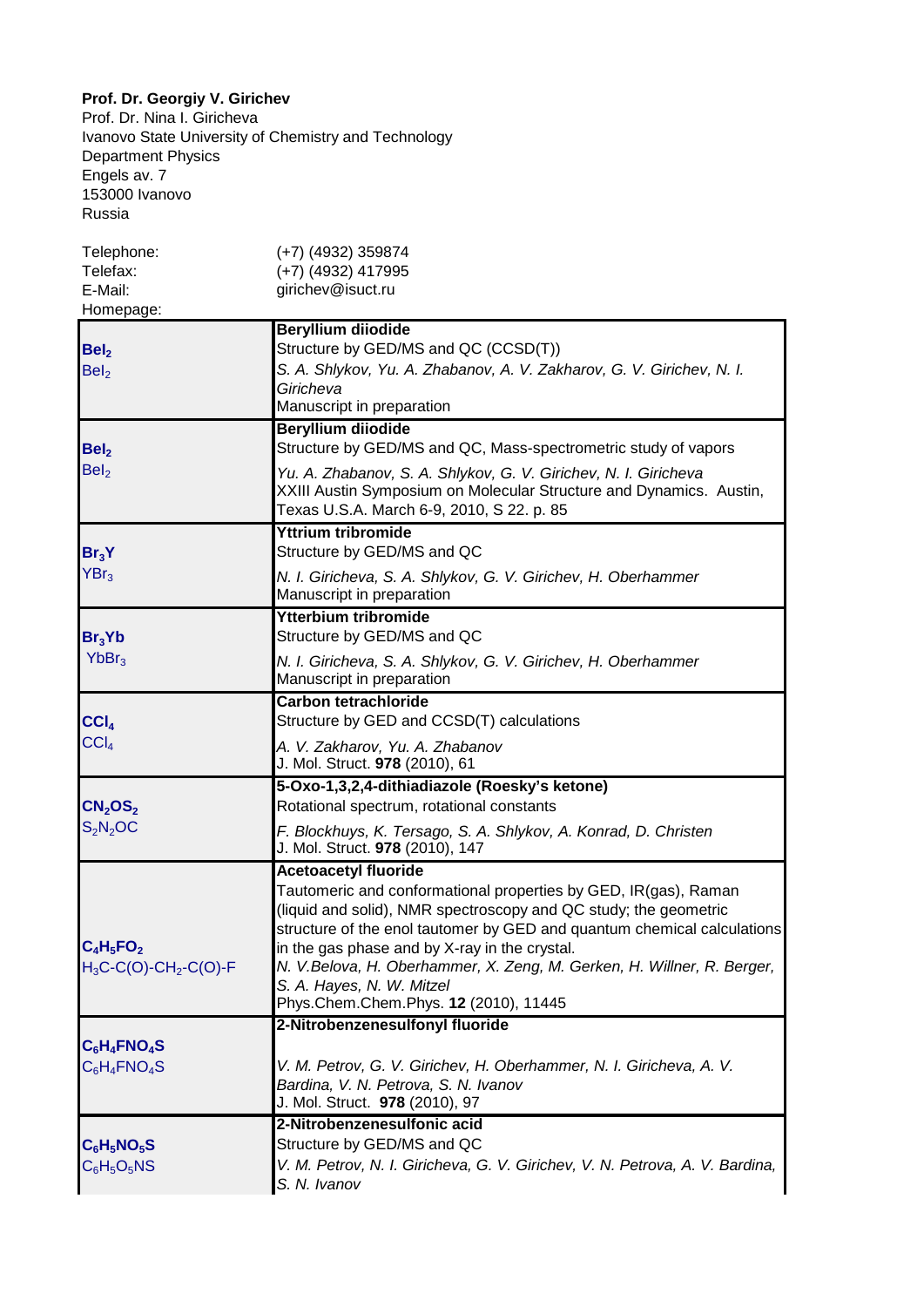**Prof. Dr. Georgiy V. Girichev**
Prof. Dr. Nina I. Giricheva
Ivanovo State University of Chemistry and Technology
Department Physics
Engels av. 7
153000 Ivanovo
Russia

| | |
|---|---|
| Telephone: | (+7) (4932) 359874 |
| Telefax: | (+7) (4932) 417995 |
| E-Mail: | girichev@isuct.ru |
| Homepage: | |

| Formula | Entry |
|---|---|
| **$BeI_2$**<br>$BeI_2$ | **Beryllium diiodide**<br>Structure by GED/MS and QC (CCSD(T))<br>*S. A. Shlykov, Yu. A. Zhabanov, A. V. Zakharov, G. V. Girichev, N. I. Giricheva*<br>Manuscript in preparation |
| **$BeI_2$**<br>$BeI_2$ | **Beryllium diiodide**<br>Structure by GED/MS and QC, Mass-spectrometric study of vapors<br>*Yu. A. Zhabanov, S. A. Shlykov, G. V. Girichev, N. I. Giricheva*<br>XXIII Austin Symposium on Molecular Structure and Dynamics. Austin, Texas U.S.A. March 6-9, 2010, S 22. p. 85 |
| **$Br_3Y$**<br>$YBr_3$ | **Yttrium tribromide**<br>Structure by GED/MS and QC<br>*N. I. Giricheva, S. A. Shlykov, G. V. Girichev, H. Oberhammer*<br>Manuscript in preparation |
| **$Br_3Yb$**<br>$YbBr_3$ | **Ytterbium tribromide**<br>Structure by GED/MS and QC<br>*N. I. Giricheva, S. A. Shlykov, G. V. Girichev, H. Oberhammer*<br>Manuscript in preparation |
| **$CCl_4$**<br>$CCl_4$ | **Carbon tetrachloride**<br>Structure by GED and CCSD(T) calculations<br>*A. V. Zakharov, Yu. A. Zhabanov*<br>J. Mol. Struct. **978** (2010), 61 |
| **$CN_2OS_2$**<br>$S_2N_2OC$ | **5-Oxo-1,3,2,4-dithiadiazole (Roesky's ketone)**<br>Rotational spectrum, rotational constants<br>*F. Blockhuys, K. Tersago, S. A. Shlykov, A. Konrad, D. Christen*<br>J. Mol. Struct. **978** (2010), 147 |
| **$C_4H_5FO_2$**<br>$H_3C$-C(O)-$CH_2$-C(O)-F | **Acetoacetyl fluoride**<br>Tautomeric and conformational properties by GED, IR(gas), Raman (liquid and solid), NMR spectroscopy and QC study; the geometric structure of the enol tautomer by GED and quantum chemical calculations in the gas phase and by X-ray in the crystal.<br>*N. V.Belova, H. Oberhammer, X. Zeng, M. Gerken, H. Willner, R. Berger, S. A. Hayes, N. W. Mitzel*<br>Phys.Chem.Chem.Phys. **12** (2010), 11445 |
| **$C_6H_4FNO_4S$**<br>$C_6H_4FNO_4S$ | **2-Nitrobenzenesulfonyl fluoride**<br>*V. M. Petrov, G. V. Girichev, H. Oberhammer, N. I. Giricheva, A. V. Bardina, V. N. Petrova, S. N. Ivanov*<br>J. Mol. Struct. **978** (2010), 97 |
| **$C_6H_5NO_5S$**<br>$C_6H_5O_5NS$ | **2-Nitrobenzenesulfonic acid**<br>Structure by GED/MS and QC<br>*V. M. Petrov, N. I. Giricheva, G. V. Girichev, V. N. Petrova, A. V. Bardina, S. N. Ivanov* |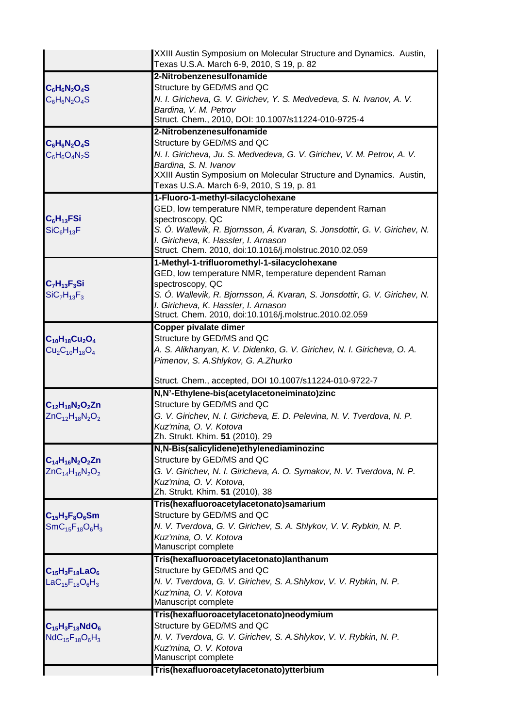| | |
|---|---|
| | XXIII Austin Symposium on Molecular Structure and Dynamics. Austin, Texas U.S.A. March 6-9, 2010, S 19, p. 82 |
| **$C_6H_6N_2O_4S$**<br>$C_6H_6N_2O_4S$ | **2-Nitrobenzenesulfonamide**<br>Structure by GED/MS and QC<br>*N. I. Giricheva, G. V. Girichev, Y. S. Medvedeva, S. N. Ivanov, A. V. Bardina, V. M. Petrov*<br>Struct. Chem., 2010, DOI: 10.1007/s11224-010-9725-4 |
| **$C_6H_6N_2O_4S$**<br>$C_6H_6O_4N_2S$ | **2-Nitrobenzenesulfonamide**<br>Structure by GED/MS and QC<br>*N. I. Giricheva, Ju. S. Medvedeva, G. V. Girichev, V. M. Petrov, A. V. Bardina, S. N. Ivanov*<br>XXIII Austin Symposium on Molecular Structure and Dynamics. Austin, Texas U.S.A. March 6-9, 2010, S 19, p. 81 |
| **$C_6H_{13}FSi$**<br>$SiC_6H_{13}F$ | **1-Fluoro-1-methyl-silacyclohexane**<br>GED, low temperature NMR, temperature dependent Raman spectroscopy, QC<br>*S. Ó. Wallevik, R. Bjornsson, Á. Kvaran, S. Jonsdottir, G. V. Girichev, N. I. Giricheva, K. Hassler, I. Arnason*<br>Struct. Chem. 2010, doi:10.1016/j.molstruc.2010.02.059 |
| **$C_7H_{13}F_3Si$**<br>$SiC_7H_{13}F_3$ | **1-Methyl-1-trifluoromethyl-1-silacyclohexane**<br>GED, low temperature NMR, temperature dependent Raman spectroscopy, QC<br>*S. Ó. Wallevik, R. Bjornsson, Á. Kvaran, S. Jonsdottir, G. V. Girichev, N. I. Giricheva, K. Hassler, I. Arnason*<br>Struct. Chem. 2010, doi:10.1016/j.molstruc.2010.02.059 |
| **$C_{10}H_{18}Cu_2O_4$**<br>$Cu_2C_{10}H_{18}O_4$ | **Copper pivalate dimer**<br>Structure by GED/MS and QC<br>*A. S. Alikhanyan, K. V. Didenko, G. V. Girichev, N. I. Giricheva, O. A. Pimenov, S. A.Shlykov, G. A.Zhurko*<br>Struct. Chem., accepted, DOI 10.1007/s11224-010-9722-7 |
| **$C_{12}H_{18}N_2O_2Zn$**<br>$ZnC_{12}H_{18}N_2O_2$ | **N,N'-Ethylene-bis(acetylacetoneiminato)zinc**<br>Structure by GED/MS and QC<br>*G. V. Girichev, N. I. Giricheva, E. D. Pelevina, N. V. Tverdova, N. P. Kuz'mina, O. V. Kotova*<br>Zh. Strukt. Khim. **51** (2010), 29 |
| **$C_{14}H_{16}N_2O_2Zn$**<br>$ZnC_{14}H_{16}N_2O_2$ | **N,N-Bis(salicylidene)ethylenediaminozinc**<br>Structure by GED/MS and QC<br>*G. V. Girichev, N. I. Giricheva, A. O. Symakov, N. V. Tverdova, N. P. Kuz'mina, O. V. Kotova,*<br>Zh. Strukt. Khim. **51** (2010), 38 |
| **$C_{15}H_3F_8O_6Sm$**<br>$SmC_{15}F_{18}O_6H_3$ | **Tris(hexafluoroacetylacetonato)samarium**<br>Structure by GED/MS and QC<br>*N. V. Tverdova, G. V. Girichev, S. A. Shlykov, V. V. Rybkin, N. P. Kuz'mina, O. V. Kotova*<br>Manuscript complete |
| **$C_{15}H_3F_{18}LaO_6$**<br>$LaC_{15}F_{18}O_6H_3$ | **Tris(hexafluoroacetylacetonato)lanthanum**<br>Structure by GED/MS and QC<br>*N. V. Tverdova, G. V. Girichev, S. A.Shlykov, V. V. Rybkin, N. P. Kuz'mina, O. V. Kotova*<br>Manuscript complete |
| **$C_{15}H_3F_{18}NdO_6$**<br>$NdC_{15}F_{18}O_6H_3$ | **Tris(hexafluoroacetylacetonato)neodymium**<br>Structure by GED/MS and QC<br>*N. V. Tverdova, G. V. Girichev, S. A.Shlykov, V. V. Rybkin, N. P. Kuz'mina, O. V. Kotova*<br>Manuscript complete |
| | **Tris(hexafluoroacetylacetonato)ytterbium** |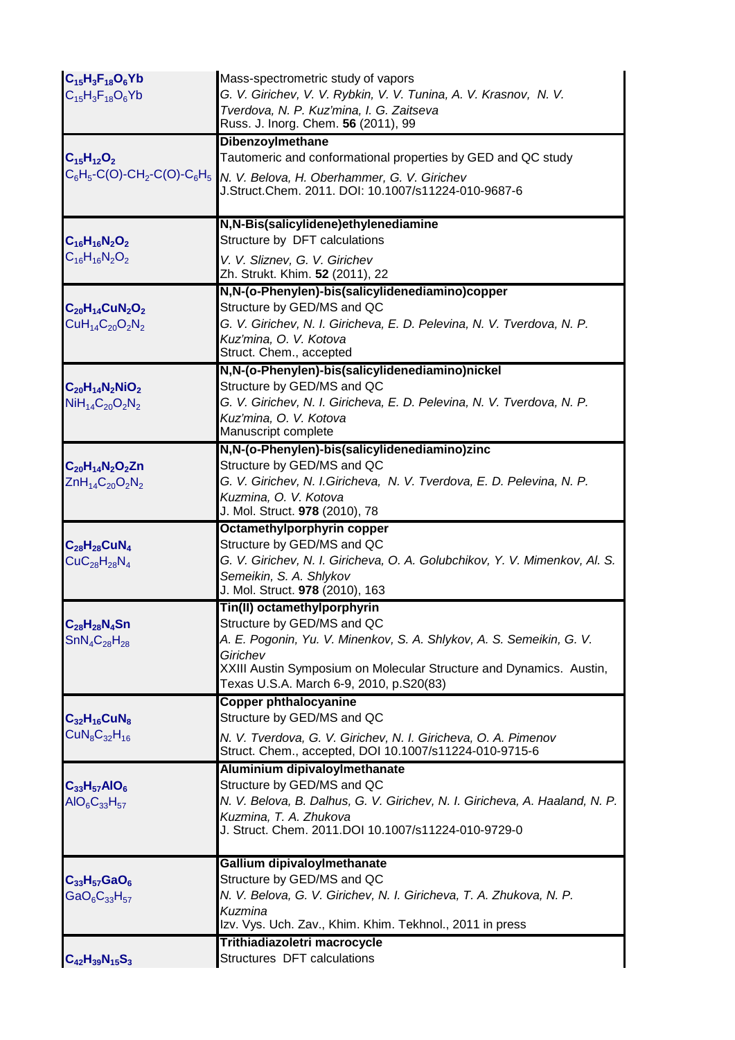| | |
|---|---|
| **$C_{15}H_3F_{18}O_6Yb$**<br>$C_{15}H_3F_{18}O_6Yb$ | Mass-spectrometric study of vapors<br>*G. V. Girichev, V. V. Rybkin, V. V. Tunina, A. V. Krasnov, N. V. Tverdova, N. P. Kuz'mina, I. G. Zaitseva*<br>Russ. J. Inorg. Chem. **56** (2011), 99 |
| **$C_{15}H_{12}O_2$**<br>$C_6H_5$-C(O)-$CH_2$-C(O)-$C_6H_5$ | **Dibenzoylmethane**<br>Tautomeric and conformational properties by GED and QC study<br>*N. V. Belova, H. Oberhammer, G. V. Girichev*<br>J.Struct.Chem. 2011. DOI: 10.1007/s11224-010-9687-6 |
| **$C_{16}H_{16}N_2O_2$**<br>$C_{16}H_{16}N_2O_2$ | **N,N-Bis(salicylidene)ethylenediamine**<br>Structure by DFT calculations<br>*V. V. Sliznev, G. V. Girichev*<br>Zh. Strukt. Khim. **52** (2011), 22 |
| **$C_{20}H_{14}CuN_2O_2$**<br>$CuH_{14}C_{20}O_2N_2$ | **N,N-(o-Phenylen)-bis(salicylidenediamino)copper**<br>Structure by GED/MS and QC<br>*G. V. Girichev, N. I. Giricheva, E. D. Pelevina, N. V. Tverdova, N. P. Kuz'mina, O. V. Kotova*<br>Struct. Chem., accepted |
| **$C_{20}H_{14}N_2NiO_2$**<br>$NiH_{14}C_{20}O_2N_2$ | **N,N-(o-Phenylen)-bis(salicylidenediamino)nickel**<br>Structure by GED/MS and QC<br>*G. V. Girichev, N. I. Giricheva, E. D. Pelevina, N. V. Tverdova, N. P. Kuz'mina, O. V. Kotova*<br>Manuscript complete |
| **$C_{20}H_{14}N_2O_2Zn$**<br>$ZnH_{14}C_{20}O_2N_2$ | **N,N-(o-Phenylen)-bis(salicylidenediamino)zinc**<br>Structure by GED/MS and QC<br>*G. V. Girichev, N. I.Giricheva, N. V. Tverdova, E. D. Pelevina, N. P. Kuzmina, O. V. Kotova*<br>J. Mol. Struct. **978** (2010), 78 |
| **$C_{28}H_{28}CuN_4$**<br>$CuC_{28}H_{28}N_4$ | **Octamethylporphyrin copper**<br>Structure by GED/MS and QC<br>*G. V. Girichev, N. I. Giricheva, O. A. Golubchikov, Y. V. Mimenkov, Al. S. Semeikin, S. A. Shlykov*<br>J. Mol. Struct. **978** (2010), 163 |
| **$C_{28}H_{28}N_4Sn$**<br>$SnN_4C_{28}H_{28}$ | **Tin(II) octamethylporphyrin**<br>Structure by GED/MS and QC<br>*A. E. Pogonin, Yu. V. Minenkov, S. A. Shlykov, A. S. Semeikin, G. V. Girichev*<br>XXIII Austin Symposium on Molecular Structure and Dynamics. Austin, Texas U.S.A. March 6-9, 2010, p.S20(83) |
| **$C_{32}H_{16}CuN_8$**<br>$CuN_8C_{32}H_{16}$ | **Copper phthalocyanine**<br>Structure by GED/MS and QC<br>*N. V. Tverdova, G. V. Girichev, N. I. Giricheva, O. A. Pimenov*<br>Struct. Chem., accepted, DOI 10.1007/s11224-010-9715-6 |
| **$C_{33}H_{57}AlO_6$**<br>$AlO_6C_{33}H_{57}$ | **Aluminium dipivaloylmethanate**<br>Structure by GED/MS and QC<br>*N. V. Belova, B. Dalhus, G. V. Girichev, N. I. Giricheva, A. Haaland, N. P. Kuzmina, T. A. Zhukova*<br>J. Struct. Chem. 2011.DOI 10.1007/s11224-010-9729-0 |
| **$C_{33}H_{57}GaO_6$**<br>$GaO_6C_{33}H_{57}$ | **Gallium dipivaloylmethanate**<br>Structure by GED/MS and QC<br>*N. V. Belova, G. V. Girichev, N. I. Giricheva, T. A. Zhukova, N. P. Kuzmina*<br>Izv. Vys. Uch. Zav., Khim. Khim. Tekhnol., 2011 in press |
| **$C_{42}H_{39}N_{15}S_3$** | **Trithiadiazoletri macrocycle**<br>Structures DFT calculations |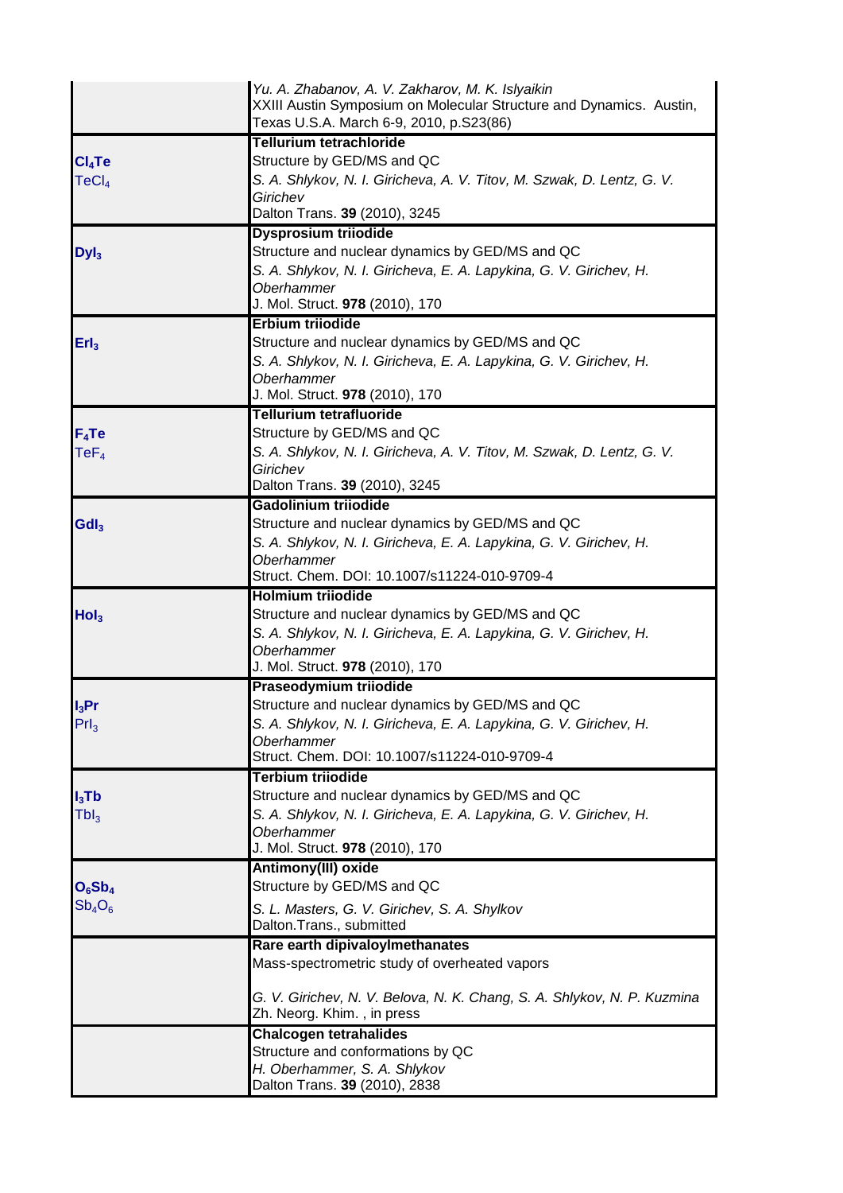| | |
|---|---|
| | *Yu. A. Zhabanov, A. V. Zakharov, M. K. Islyaikin*<br>XXIII Austin Symposium on Molecular Structure and Dynamics. Austin, Texas U.S.A. March 6-9, 2010, p.S23(86) |
| **$Cl_4Te$**<br>$TeCl_4$ | **Tellurium tetrachloride**<br>Structure by GED/MS and QC<br>*S. A. Shlykov, N. I. Giricheva, A. V. Titov, M. Szwak, D. Lentz, G. V. Girichev*<br>Dalton Trans. **39** (2010), 3245 |
| **$DyI_3$** | **Dysprosium triiodide**<br>Structure and nuclear dynamics by GED/MS and QC<br>*S. A. Shlykov, N. I. Giricheva, E. A. Lapykina, G. V. Girichev, H. Oberhammer*<br>J. Mol. Struct. **978** (2010), 170 |
| **$ErI_3$** | **Erbium triiodide**<br>Structure and nuclear dynamics by GED/MS and QC<br>*S. A. Shlykov, N. I. Giricheva, E. A. Lapykina, G. V. Girichev, H. Oberhammer*<br>J. Mol. Struct. **978** (2010), 170 |
| **$F_4Te$**<br>$TeF_4$ | **Tellurium tetrafluoride**<br>Structure by GED/MS and QC<br>*S. A. Shlykov, N. I. Giricheva, A. V. Titov, M. Szwak, D. Lentz, G. V. Girichev*<br>Dalton Trans. **39** (2010), 3245 |
| **$GdI_3$** | **Gadolinium triiodide**<br>Structure and nuclear dynamics by GED/MS and QC<br>*S. A. Shlykov, N. I. Giricheva, E. A. Lapykina, G. V. Girichev, H. Oberhammer*<br>Struct. Chem. DOI: 10.1007/s11224-010-9709-4 |
| **$HoI_3$** | **Holmium triiodide**<br>Structure and nuclear dynamics by GED/MS and QC<br>*S. A. Shlykov, N. I. Giricheva, E. A. Lapykina, G. V. Girichev, H. Oberhammer*<br>J. Mol. Struct. **978** (2010), 170 |
| **$I_3Pr$**<br>$PrI_3$ | **Praseodymium triiodide**<br>Structure and nuclear dynamics by GED/MS and QC<br>*S. A. Shlykov, N. I. Giricheva, E. A. Lapykina, G. V. Girichev, H. Oberhammer*<br>Struct. Chem. DOI: 10.1007/s11224-010-9709-4 |
| **$I_3Tb$**<br>$TbI_3$ | **Terbium triiodide**<br>Structure and nuclear dynamics by GED/MS and QC<br>*S. A. Shlykov, N. I. Giricheva, E. A. Lapykina, G. V. Girichev, H. Oberhammer*<br>J. Mol. Struct. **978** (2010), 170 |
| **$O_6Sb_4$**<br>$Sb_4O_6$ | **Antimony(III) oxide**<br>Structure by GED/MS and QC<br>*S. L. Masters, G. V. Girichev, S. A. Shylkov*<br>Dalton.Trans., submitted |
| | **Rare earth dipivaloylmethanates**<br>Mass-spectrometric study of overheated vapors<br><br>*G. V. Girichev, N. V. Belova, N. K. Chang, S. A. Shlykov, N. P. Kuzmina*<br>Zh. Neorg. Khim. , in press |
| | **Chalcogen tetrahalides**<br>Structure and conformations by QC<br>*H. Oberhammer, S. A. Shlykov*<br>Dalton Trans. **39** (2010), 2838 |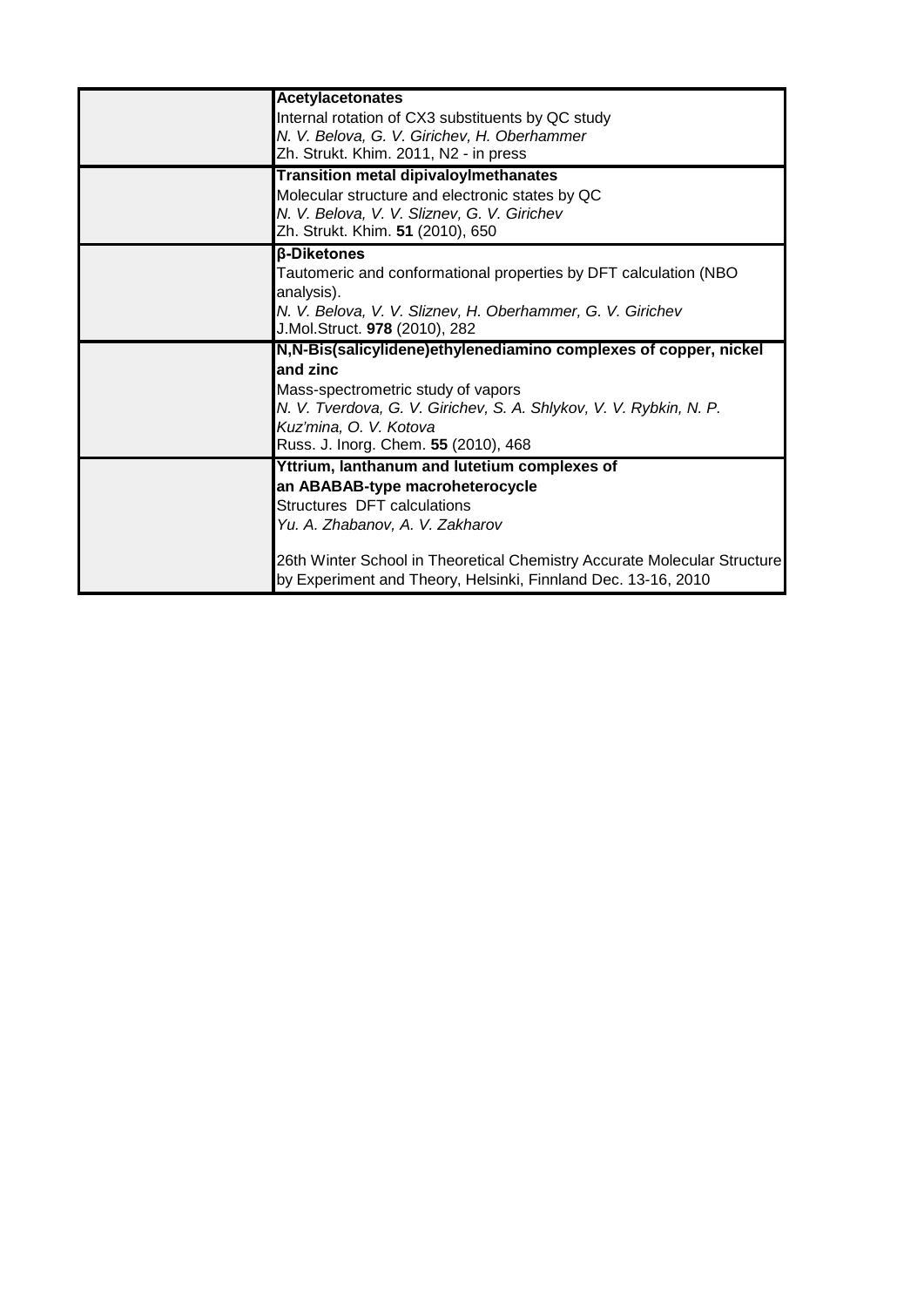| | |
|---|---|
| | **Acetylacetonates**<br>Internal rotation of CX3 substituents by QC study<br>*N. V. Belova, G. V. Girichev, H. Oberhammer*<br>Zh. Strukt. Khim. 2011, N2 - in press |
| | **Transition metal dipivaloylmethanates**<br>Molecular structure and electronic states by QC<br>*N. V. Belova, V. V. Sliznev, G. V. Girichev*<br>Zh. Strukt. Khim. **51** (2010), 650 |
| | **β-Diketones**<br>Tautomeric and conformational properties by DFT calculation (NBO analysis).<br>*N. V. Belova, V. V. Sliznev, H. Oberhammer, G. V. Girichev*<br>J.Mol.Struct. **978** (2010), 282 |
| | **N,N-Bis(salicylidene)ethylenediamino complexes of copper, nickel and zinc**<br>Mass-spectrometric study of vapors<br>*N. V. Tverdova, G. V. Girichev, S. A. Shlykov, V. V. Rybkin, N. P. Kuz'mina, O. V. Kotova*<br>Russ. J. Inorg. Chem. **55** (2010), 468 |
| | **Yttrium, lanthanum and lutetium complexes of an ABABAB-type macroheterocycle**<br>Structures DFT calculations<br>*Yu. A. Zhabanov, A. V. Zakharov*<br><br>26th Winter School in Theoretical Chemistry Accurate Molecular Structure by Experiment and Theory, Helsinki, Finnland Dec. 13-16, 2010 |